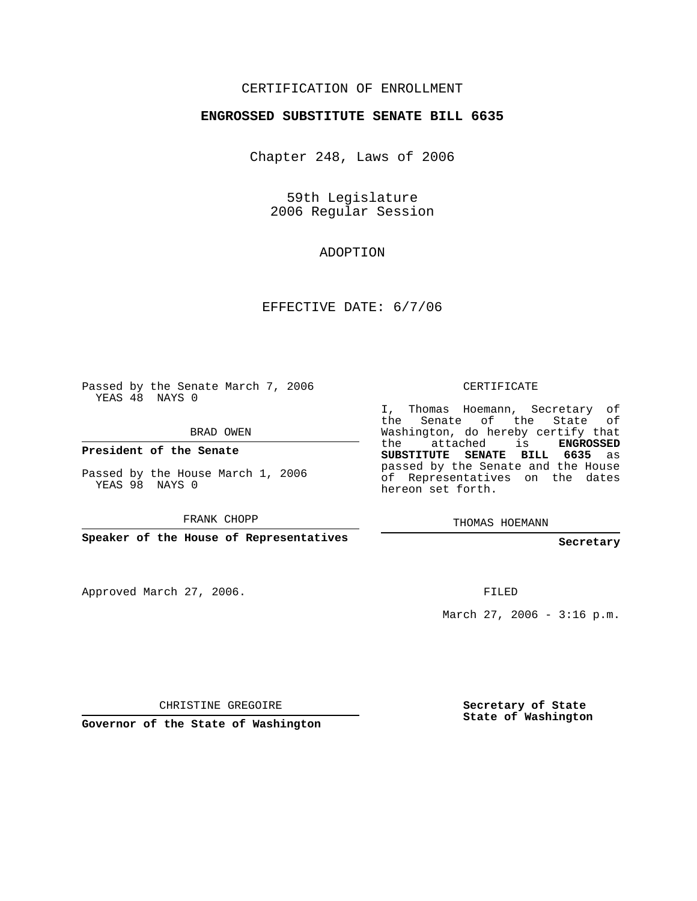CERTIFICATION OF ENROLLMENT

**ENGROSSED SUBSTITUTE SENATE BILL 6635**

Chapter 248, Laws of 2006

59th Legislature
2006 Regular Session

ADOPTION

EFFECTIVE DATE: 6/7/06

Passed by the Senate March 7, 2006
YEAS 48 NAYS 0

BRAD OWEN

**President of the Senate**

Passed by the House March 1, 2006
YEAS 98 NAYS 0

FRANK CHOPP

**Speaker of the House of Representatives**

CERTIFICATE

I, Thomas Hoemann, Secretary of the Senate of the State of Washington, do hereby certify that the attached is **ENGROSSED SUBSTITUTE SENATE BILL 6635** as passed by the Senate and the House of Representatives on the dates hereon set forth.

THOMAS HOEMANN

**Secretary**

Approved March 27, 2006.

FILED

March 27, 2006 - 3:16 p.m.

CHRISTINE GREGOIRE

**Governor of the State of Washington**

**Secretary of State**
**State of Washington**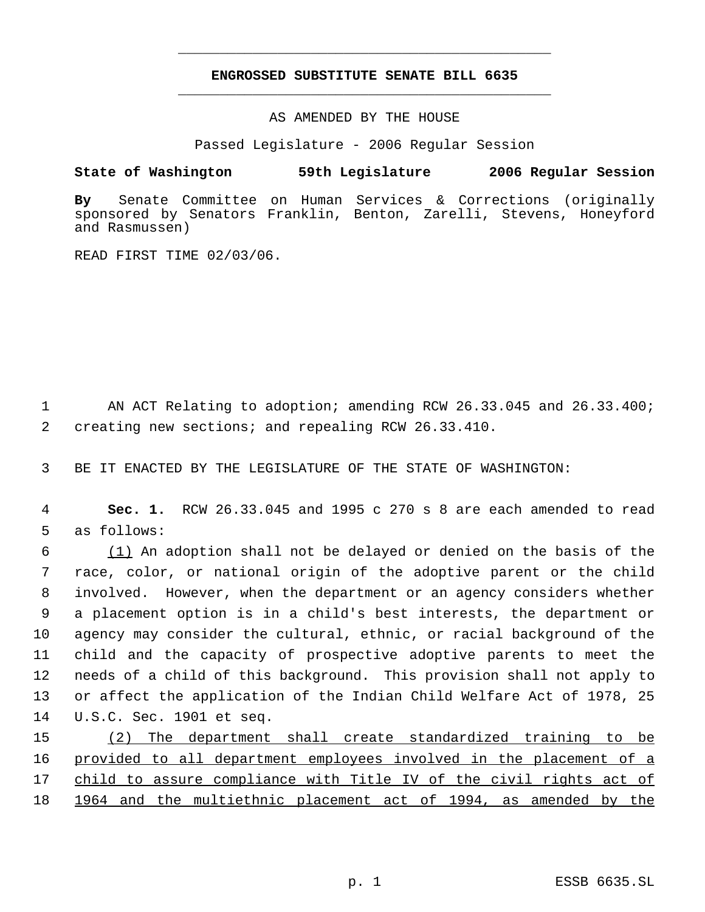# ENGROSSED SUBSTITUTE SENATE BILL 6635

AS AMENDED BY THE HOUSE

Passed Legislature - 2006 Regular Session

**State of Washington 59th Legislature 2006 Regular Session**

**By** Senate Committee on Human Services & Corrections (originally sponsored by Senators Franklin, Benton, Zarelli, Stevens, Honeyford and Rasmussen)

READ FIRST TIME 02/03/06.

AN ACT Relating to adoption; amending RCW 26.33.045 and 26.33.400; creating new sections; and repealing RCW 26.33.410.

BE IT ENACTED BY THE LEGISLATURE OF THE STATE OF WASHINGTON:

**Sec. 1.** RCW 26.33.045 and 1995 c 270 s 8 are each amended to read as follows:

(1) An adoption shall not be delayed or denied on the basis of the race, color, or national origin of the adoptive parent or the child involved. However, when the department or an agency considers whether a placement option is in a child's best interests, the department or agency may consider the cultural, ethnic, or racial background of the child and the capacity of prospective adoptive parents to meet the needs of a child of this background. This provision shall not apply to or affect the application of the Indian Child Welfare Act of 1978, 25 U.S.C. Sec. 1901 et seq.

(2) The department shall create standardized training to be provided to all department employees involved in the placement of a child to assure compliance with Title IV of the civil rights act of 1964 and the multiethnic placement act of 1994, as amended by the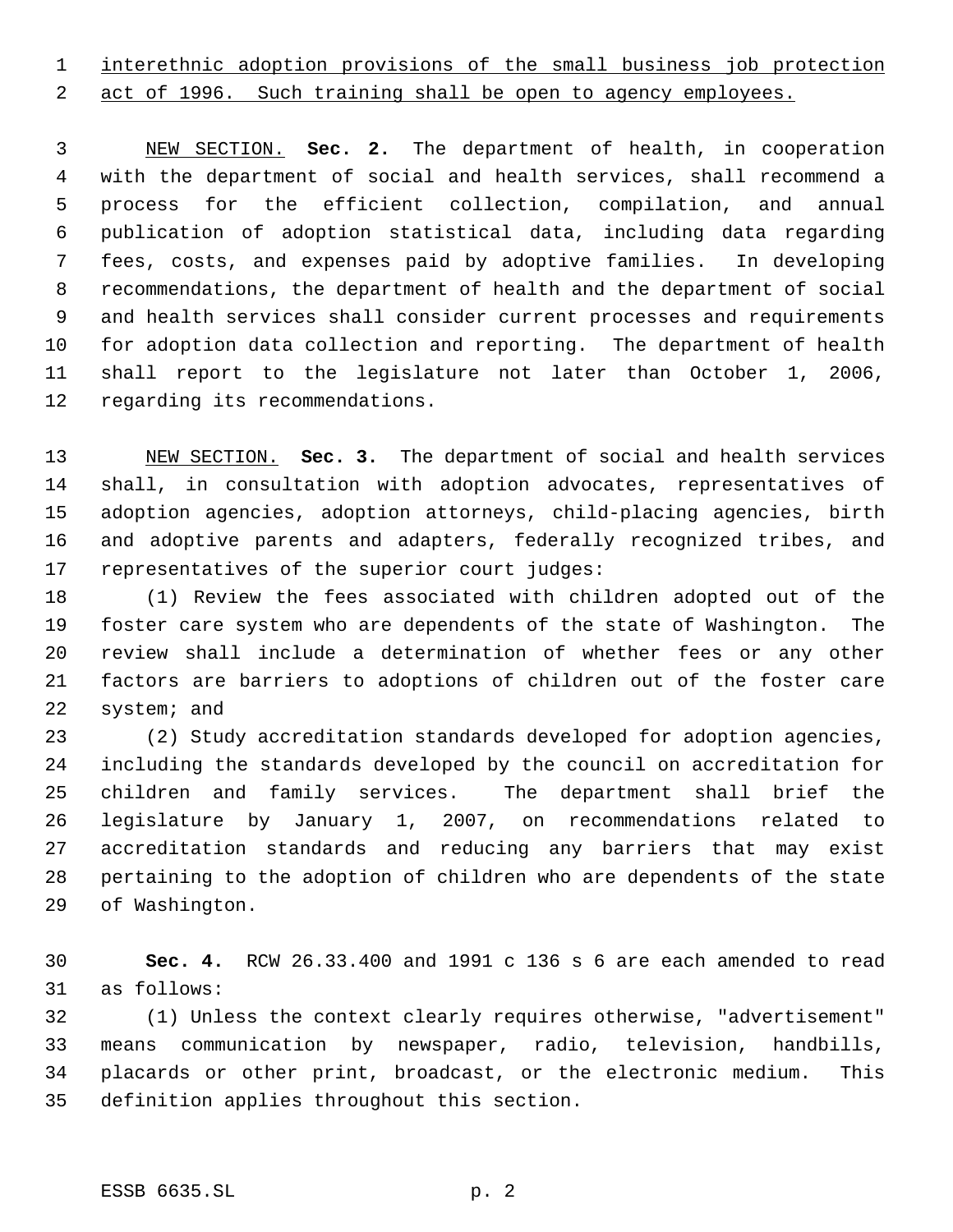interethnic adoption provisions of the small business job protection act of 1996. Such training shall be open to agency employees.

NEW SECTION. **Sec. 2.** The department of health, in cooperation with the department of social and health services, shall recommend a process for the efficient collection, compilation, and annual publication of adoption statistical data, including data regarding fees, costs, and expenses paid by adoptive families. In developing recommendations, the department of health and the department of social and health services shall consider current processes and requirements for adoption data collection and reporting. The department of health shall report to the legislature not later than October 1, 2006, regarding its recommendations.

NEW SECTION. **Sec. 3.** The department of social and health services shall, in consultation with adoption advocates, representatives of adoption agencies, adoption attorneys, child-placing agencies, birth and adoptive parents and adapters, federally recognized tribes, and representatives of the superior court judges:

(1) Review the fees associated with children adopted out of the foster care system who are dependents of the state of Washington. The review shall include a determination of whether fees or any other factors are barriers to adoptions of children out of the foster care system; and

(2) Study accreditation standards developed for adoption agencies, including the standards developed by the council on accreditation for children and family services. The department shall brief the legislature by January 1, 2007, on recommendations related to accreditation standards and reducing any barriers that may exist pertaining to the adoption of children who are dependents of the state of Washington.

**Sec. 4.** RCW 26.33.400 and 1991 c 136 s 6 are each amended to read as follows:

(1) Unless the context clearly requires otherwise, "advertisement" means communication by newspaper, radio, television, handbills, placards or other print, broadcast, or the electronic medium. This definition applies throughout this section.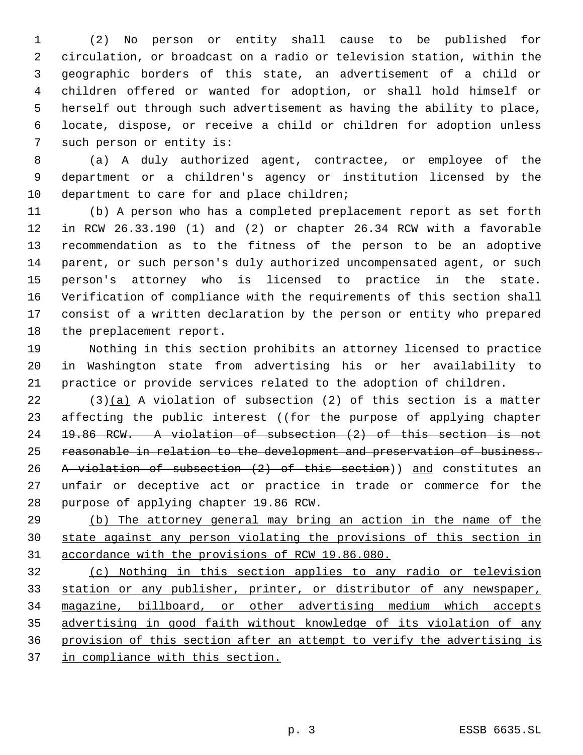(2) No person or entity shall cause to be published for circulation, or broadcast on a radio or television station, within the geographic borders of this state, an advertisement of a child or children offered or wanted for adoption, or shall hold himself or herself out through such advertisement as having the ability to place, locate, dispose, or receive a child or children for adoption unless such person or entity is:

(a) A duly authorized agent, contractee, or employee of the department or a children's agency or institution licensed by the department to care for and place children;

(b) A person who has a completed preplacement report as set forth in RCW 26.33.190 (1) and (2) or chapter 26.34 RCW with a favorable recommendation as to the fitness of the person to be an adoptive parent, or such person's duly authorized uncompensated agent, or such person's attorney who is licensed to practice in the state. Verification of compliance with the requirements of this section shall consist of a written declaration by the person or entity who prepared the preplacement report.

Nothing in this section prohibits an attorney licensed to practice in Washington state from advertising his or her availability to practice or provide services related to the adoption of children.

(3)<u>(a)</u> A violation of subsection (2) of this section is a matter affecting the public interest ((~~for the purpose of applying chapter 19.86 RCW. A violation of subsection (2) of this section is not reasonable in relation to the development and preservation of business. A violation of subsection (2) of this section~~)) <u>and</u> constitutes an unfair or deceptive act or practice in trade or commerce for the purpose of applying chapter 19.86 RCW.

<u>(b) The attorney general may bring an action in the name of the state against any person violating the provisions of this section in accordance with the provisions of RCW 19.86.080.</u>

<u>(c) Nothing in this section applies to any radio or television station or any publisher, printer, or distributor of any newspaper, magazine, billboard, or other advertising medium which accepts advertising in good faith without knowledge of its violation of any provision of this section after an attempt to verify the advertising is in compliance with this section.</u>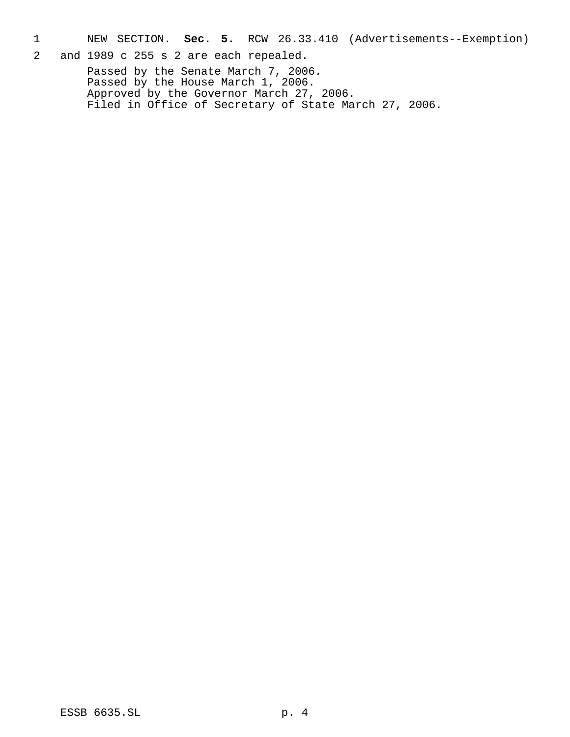NEW SECTION. **Sec. 5.** RCW 26.33.410 (Advertisements--Exemption) and 1989 c 255 s 2 are each repealed.

Passed by the Senate March 7, 2006.
Passed by the House March 1, 2006.
Approved by the Governor March 27, 2006.
Filed in Office of Secretary of State March 27, 2006.